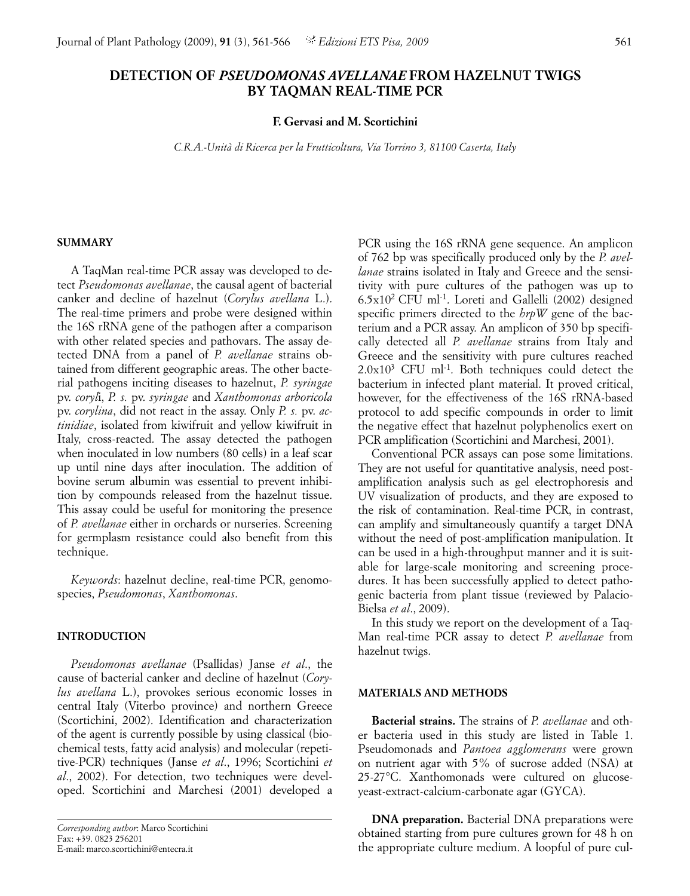# DETECTION OF *PSEUDOMONAS AVELLANAE* FROM HAZELNUT TWIGS BY TAQMAN REAL-TIME PCR

**F. Gervasi and M. Scortichini**

*C.R.A.-Unità di Ricerca per la Frutticoltura, Via Torrino 3, 81100 Caserta, Italy*

## SUMMARY

A TaqMan real-time PCR assay was developed to detect *Pseudomonas avellanae*, the causal agent of bacterial canker and decline of hazelnut (*Corylus avellana* L.). The real-time primers and probe were designed within the 16S rRNA gene of the pathogen after a comparison with other related species and pathovars. The assay detected DNA from a panel of *P. avellanae* strains obtained from different geographic areas. The other bacterial pathogens inciting diseases to hazelnut, *P. syringae* pv. *coryli*, *P. s.* pv. *syringae* and *Xanthomonas arboricola* pv. *corylina*, did not react in the assay. Only *P. s.* pv. *actinidiae*, isolated from kiwifruit and yellow kiwifruit in Italy, cross-reacted. The assay detected the pathogen when inoculated in low numbers (80 cells) in a leaf scar up until nine days after inoculation. The addition of bovine serum albumin was essential to prevent inhibition by compounds released from the hazelnut tissue. This assay could be useful for monitoring the presence of *P. avellanae* either in orchards or nurseries. Screening for germplasm resistance could also benefit from this technique.

*Keywords*: hazelnut decline, real-time PCR, genomospecies, *Pseudomonas*, *Xanthomonas*.

## INTRODUCTION

*Pseudomonas avellanae* (Psallidas) Janse *et al*., the cause of bacterial canker and decline of hazelnut (*Corylus avellana* L.), provokes serious economic losses in central Italy (Viterbo province) and northern Greece (Scortichini, 2002). Identification and characterization of the agent is currently possible by using classical (biochemical tests, fatty acid analysis) and molecular (repetitive-PCR) techniques (Janse *et al*., 1996; Scortichini *et al*., 2002). For detection, two techniques were developed. Scortichini and Marchesi (2001) developed a PCR using the 16S rRNA gene sequence. An amplicon of 762 bp was specifically produced only by the *P. avellanae* strains isolated in Italy and Greece and the sensitivity with pure cultures of the pathogen was up to $6.5\text{x}10^2$ CFU $\text{ml}^{-1}$. Loreti and Gallelli (2002) designed specific primers directed to the *hrpW* gene of the bacterium and a PCR assay. An amplicon of 350 bp specifically detected all *P. avellanae* strains from Italy and Greece and the sensitivity with pure cultures reached $2.0\text{x}10^3$ CFU $\text{ml}^{-1}$. Both techniques could detect the bacterium in infected plant material. It proved critical, however, for the effectiveness of the 16S rRNA-based protocol to add specific compounds in order to limit the negative effect that hazelnut polyphenolics exert on PCR amplification (Scortichini and Marchesi, 2001).

Conventional PCR assays can pose some limitations. They are not useful for quantitative analysis, need post-amplification analysis such as gel electrophoresis and UV visualization of products, and they are exposed to the risk of contamination. Real-time PCR, in contrast, can amplify and simultaneously quantify a target DNA without the need of post-amplification manipulation. It can be used in a high-throughput manner and it is suitable for large-scale monitoring and screening procedures. It has been successfully applied to detect pathogenic bacteria from plant tissue (reviewed by Palacio-Bielsa *et al*., 2009).

In this study we report on the development of a TaqMan real-time PCR assay to detect *P. avellanae* from hazelnut twigs.

## MATERIALS AND METHODS

**Bacterial strains.** The strains of *P. avellanae* and other bacteria used in this study are listed in Table 1. Pseudomonads and *Pantoea agglomerans* were grown on nutrient agar with 5% of sucrose added (NSA) at 25-27°C. Xanthomonads were cultured on glucose-yeast-extract-calcium-carbonate agar (GYCA).

**DNA preparation.** Bacterial DNA preparations were obtained starting from pure cultures grown for 48 h on the appropriate culture medium. A loopful of pure cul-

*Corresponding author*: Marco Scortichini
Fax: +39. 0823 256201
E-mail: marco.scortichini@entecra.it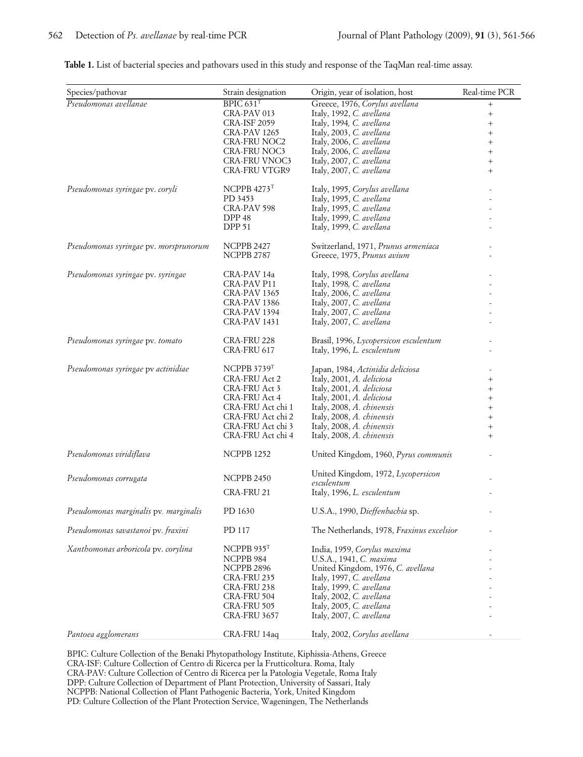**Table 1.** List of bacterial species and pathovars used in this study and response of the TaqMan real-time assay.

| Species/pathovar | Strain designation | Origin, year of isolation, host | Real-time PCR |
|---|---|---|---|
| *Pseudomonas avellanae* | BPIC 631$^{T}$ | Greece, 1976, *Corylus avellana* | + |
| | CRA-PAV 013 | Italy, 1992, *C. avellana* | + |
| | CRA-ISF 2059 | Italy, 1994, *C. avellana* | + |
| | CRA-PAV 1265 | Italy, 2003, *C. avellana* | + |
| | CRA-FRU NOC2 | Italy, 2006, *C. avellana* | + |
| | CRA-FRU NOC3 | Italy, 2006, *C. avellana* | + |
| | CRA-FRU VNOC3 | Italy, 2007, *C. avellana* | + |
| | CRA-FRU VTGR9 | Italy, 2007, *C. avellana* | + |
| *Pseudomonas syringae* pv. *coryli* | NCPPB 4273$^{T}$ | Italy, 1995, *Corylus avellana* | - |
| | PD 3453 | Italy, 1995, *C. avellana* | - |
| | CRA-PAV 598 | Italy, 1995, *C. avellana* | - |
| | DPP 48 | Italy, 1999, *C. avellana* | - |
| | DPP 51 | Italy, 1999, *C. avellana* | - |
| *Pseudomonas syringae* pv. *morsprunorum* | NCPPB 2427 | Switzerland, 1971, *Prunus armeniaca* | - |
| | NCPPB 2787 | Greece, 1975, *Prunus avium* | - |
| *Pseudomonas syringae* pv. *syringae* | CRA-PAV 14a | Italy, 1998, *Corylus avellana* | - |
| | CRA-PAV P11 | Italy, 1998, *C. avellana* | - |
| | CRA-PAV 1365 | Italy, 2006, *C. avellana* | - |
| | CRA-PAV 1386 | Italy, 2007, *C. avellana* | - |
| | CRA-PAV 1394 | Italy, 2007, *C. avellana* | - |
| | CRA-PAV 1431 | Italy, 2007, *C. avellana* | - |
| *Pseudomonas syringae* pv. *tomato* | CRA-FRU 228 | Brasil, 1996, *Lycopersicon esculentum* | - |
| | CRA-FRU 617 | Italy, 1996, *L. esculentum* | - |
| *Pseudomonas syringae* pv *actinidiae* | NCPPB 3739$^{T}$ | Japan, 1984, *Actinidia deliciosa* | - |
| | CRA-FRU Act 2 | Italy, 2001, *A. deliciosa* | + |
| | CRA-FRU Act 3 | Italy, 2001, *A. deliciosa* | + |
| | CRA-FRU Act 4 | Italy, 2001, *A. deliciosa* | + |
| | CRA-FRU Act chi 1 | Italy, 2008, *A. chinensis* | + |
| | CRA-FRU Act chi 2 | Italy, 2008, *A. chinensis* | + |
| | CRA-FRU Act chi 3 | Italy, 2008, *A. chinensis* | + |
| | CRA-FRU Act chi 4 | Italy, 2008, *A. chinensis* | + |
| *Pseudomonas viridiflava* | NCPPB 1252 | United Kingdom, 1960, *Pyrus communis* | - |
| *Pseudomonas corrugata* | NCPPB 2450 | United Kingdom, 1972, *Lycopersicon esculentum* | - |
| | CRA-FRU 21 | Italy, 1996, *L. esculentum* | - |
| *Pseudomonas marginalis* pv. *marginalis* | PD 1630 | U.S.A., 1990, *Dieffenbachia* sp. | - |
| *Pseudomonas savastanoi* pv. *fraxini* | PD 117 | The Netherlands, 1978, *Fraxinus excelsior* | - |
| *Xanthomonas arboricola* pv. *corylina* | NCPPB 935$^{T}$ | India, 1959, *Corylus maxima* | - |
| | NCPPB 984 | U.S.A., 1941, *C. maxima* | - |
| | NCPPB 2896 | United Kingdom, 1976, *C. avellana* | - |
| | CRA-FRU 235 | Italy, 1997, *C. avellana* | - |
| | CRA-FRU 238 | Italy, 1999, *C. avellana* | - |
| | CRA-FRU 504 | Italy, 2002, *C. avellana* | - |
| | CRA-FRU 505 | Italy, 2005, *C. avellana* | - |
| | CRA-FRU 3657 | Italy, 2007, *C. avellana* | - |
| *Pantoea agglomerans* | CRA-FRU 14aq | Italy, 2002, *Corylus avellana* | - |

BPIC: Culture Collection of the Benaki Phytopathology Institute, Kiphissia-Athens, Greece
CRA-ISF: Culture Collection of Centro di Ricerca per la Frutticoltura. Roma, Italy
CRA-PAV: Culture Collection of Centro di Ricerca per la Patologia Vegetale, Roma Italy
DPP: Culture Collection of Department of Plant Protection, University of Sassari, Italy
NCPPB: National Collection of Plant Pathogenic Bacteria, York, United Kingdom
PD: Culture Collection of the Plant Protection Service, Wageningen, The Netherlands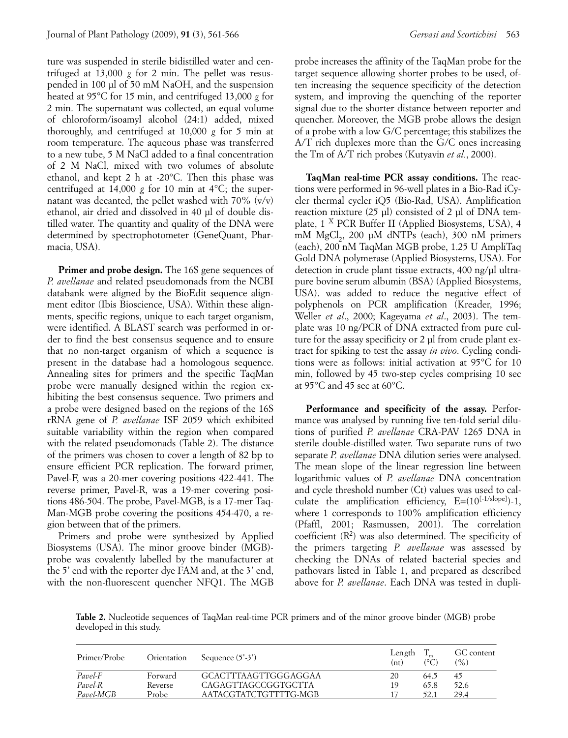ture was suspended in sterile bidistilled water and centrifuged at 13,000 *g* for 2 min. The pellet was resuspended in 100 µl of 50 mM NaOH, and the suspension heated at 95°C for 15 min, and centrifuged 13,000 *g* for 2 min. The supernatant was collected, an equal volume of chloroform/isoamyl alcohol (24:1) added, mixed thoroughly, and centrifuged at 10,000 *g* for 5 min at room temperature. The aqueous phase was transferred to a new tube, 5 M NaCl added to a final concentration of 2 M NaCl, mixed with two volumes of absolute ethanol, and kept 2 h at -20°C. Then this phase was centrifuged at 14,000 *g* for 10 min at 4°C; the supernatant was decanted, the pellet washed with 70% (v/v) ethanol, air dried and dissolved in 40 µl of double distilled water. The quantity and quality of the DNA were determined by spectrophotometer (GeneQuant, Pharmacia, USA).

**Primer and probe design.** The 16S gene sequences of *P. avellanae* and related pseudomonads from the NCBI databank were aligned by the BioEdit sequence alignment editor (Ibis Bioscience, USA). Within these alignments, specific regions, unique to each target organism, were identified. A BLAST search was performed in order to find the best consensus sequence and to ensure that no non-target organism of which a sequence is present in the database had a homologous sequence. Annealing sites for primers and the specific TaqMan probe were manually designed within the region exhibiting the best consensus sequence. Two primers and a probe were designed based on the regions of the 16S rRNA gene of *P. avellanae* ISF 2059 which exhibited suitable variability within the region when compared with the related pseudomonads (Table 2). The distance of the primers was chosen to cover a length of 82 bp to ensure efficient PCR replication. The forward primer, Pavel-F, was a 20-mer covering positions 422-441. The reverse primer, Pavel-R, was a 19-mer covering positions 486-504. The probe, Pavel-MGB, is a 17-mer TaqMan-MGB probe covering the positions 454-470, a region between that of the primers.

Primers and probe were synthesized by Applied Biosystems (USA). The minor groove binder (MGB)-probe was covalently labelled by the manufacturer at the 5' end with the reporter dye FAM and, at the 3' end, with the non-fluorescent quencher NFQ1. The MGB probe increases the affinity of the TaqMan probe for the target sequence allowing shorter probes to be used, often increasing the sequence specificity of the detection system, and improving the quenching of the reporter signal due to the shorter distance between reporter and quencher. Moreover, the MGB probe allows the design of a probe with a low G/C percentage; this stabilizes the A/T rich duplexes more than the G/C ones increasing the Tm of A/T rich probes (Kutyavin *et al.*, 2000).

**TaqMan real-time PCR assay conditions.** The reactions were performed in 96-well plates in a Bio-Rad iCycler thermal cycler iQ5 (Bio-Rad, USA). Amplification reaction mixture (25 µl) consisted of 2 µl of DNA template, 1 X PCR Buffer II (Applied Biosystems, USA), 4 mM $MgCl_2$, 200 µM dNTPs (each), 300 nM primers (each), 200 nM TaqMan MGB probe, 1.25 U AmpliTaq Gold DNA polymerase (Applied Biosystems, USA). For detection in crude plant tissue extracts, 400 ng/µl ultrapure bovine serum albumin (BSA) (Applied Biosystems, USA). was added to reduce the negative effect of polyphenols on PCR amplification (Kreader, 1996; Weller *et al*., 2000; Kageyama *et al*., 2003). The template was 10 ng/PCR of DNA extracted from pure culture for the assay specificity or 2 µl from crude plant extract for spiking to test the assay *in vivo*. Cycling conditions were as follows: initial activation at 95°C for 10 min, followed by 45 two-step cycles comprising 10 sec at 95°C and 45 sec at 60°C.

**Performance and specificity of the assay.** Performance was analysed by running five ten-fold serial dilutions of purified *P. avellanae* CRA-PAV 1265 DNA in sterile double-distilled water. Two separate runs of two separate *P. avellanae* DNA dilution series were analysed. The mean slope of the linear regression line between logarithmic values of *P. avellanae* DNA concentration and cycle threshold number (Ct) values was used to calculate the amplification efficiency, $E=(10^{[-1/\text{slope}]})-1$, where 1 corresponds to 100% amplification efficiency (Pfaffl, 2001; Rasmussen, 2001). The correlation coefficient ($R^2$) was also determined. The specificity of the primers targeting *P. avellanae* was assessed by checking the DNAs of related bacterial species and pathovars listed in Table 1, and prepared as described above for *P. avellanae*. Each DNA was tested in dupli-

**Table 2.** Nucleotide sequences of TaqMan real-time PCR primers and of the minor groove binder (MGB) probe developed in this study.

| Primer/Probe | Orientation | Sequence (5'-3') | Length (nt) | $T_m$ (°C) | GC content (%) |
|---|---|---|---|---|---|
| *Pavel-F* | Forward | GCACTTTAAGTTGGGAGGAA | 20 | 64.5 | 45 |
| *Pavel-R* | Reverse | CAGAGTTAGCCGGTGCTTA | 19 | 65.8 | 52.6 |
| *Pavel-MGB* | Probe | AATACGTATCTGTTTTG-MGB | 17 | 52.1 | 29.4 |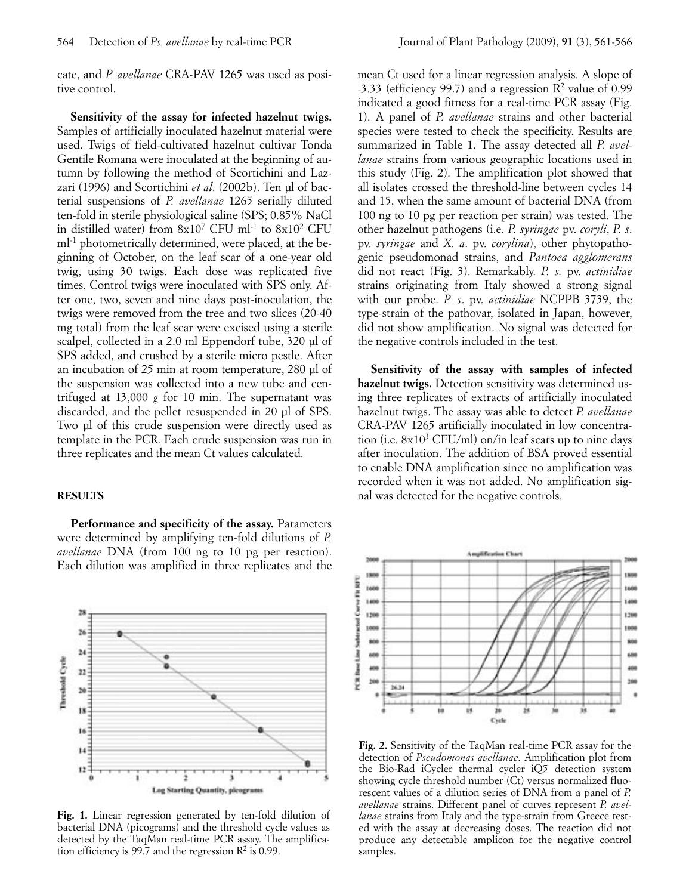cate, and *P. avellanae* CRA-PAV 1265 was used as positive control.

**Sensitivity of the assay for infected hazelnut twigs.** Samples of artificially inoculated hazelnut material were used. Twigs of field-cultivated hazelnut cultivar Tonda Gentile Romana were inoculated at the beginning of autumn by following the method of Scortichini and Lazzari (1996) and Scortichini *et al*. (2002b). Ten µl of bacterial suspensions of *P. avellanae* 1265 serially diluted ten-fold in sterile physiological saline (SPS; 0.85% NaCl in distilled water) from $8 \times 10^7$ CFU ml$^{-1}$ to $8 \times 10^2$ CFU ml$^{-1}$ photometrically determined, were placed, at the beginning of October, on the leaf scar of a one-year old twig, using 30 twigs. Each dose was replicated five times. Control twigs were inoculated with SPS only. After one, two, seven and nine days post-inoculation, the twigs were removed from the tree and two slices (20-40 mg total) from the leaf scar were excised using a sterile scalpel, collected in a 2.0 ml Eppendorf tube, 320 µl of SPS added, and crushed by a sterile micro pestle. After an incubation of 25 min at room temperature, 280 µl of the suspension was collected into a new tube and centrifuged at 13,000 *g* for 10 min. The supernatant was discarded, and the pellet resuspended in 20 µl of SPS. Two µl of this crude suspension were directly used as template in the PCR. Each crude suspension was run in three replicates and the mean Ct values calculated.

## RESULTS

**Performance and specificity of the assay.** Parameters were determined by amplifying ten-fold dilutions of *P. avellanae* DNA (from 100 ng to 10 pg per reaction). Each dilution was amplified in three replicates and the mean Ct used for a linear regression analysis. A slope of -3.33 (efficiency 99.7) and a regression $R^2$ value of 0.99 indicated a good fitness for a real-time PCR assay (Fig. 1). A panel of *P. avellanae* strains and other bacterial species were tested to check the specificity. Results are summarized in Table 1. The assay detected all *P. avellanae* strains from various geographic locations used in this study (Fig. 2). The amplification plot showed that all isolates crossed the threshold-line between cycles 14 and 15, when the same amount of bacterial DNA (from 100 ng to 10 pg per reaction per strain) was tested. The other hazelnut pathogens (i.e. *P. syringae* pv. *coryli*, *P. s.* pv. *syringae* and *X. a.* pv. *corylina*), other phytopathogenic pseudomonad strains, and *Pantoea agglomerans* did not react (Fig. 3). Remarkably. *P. s.* pv. *actinidiae* strains originating from Italy showed a strong signal with our probe. *P. s.* pv. *actinidiae* NCPPB 3739, the type-strain of the pathovar, isolated in Japan, however, did not show amplification. No signal was detected for the negative controls included in the test.

**Sensitivity of the assay with samples of infected hazelnut twigs.** Detection sensitivity was determined using three replicates of extracts of artificially inoculated hazelnut twigs. The assay was able to detect *P. avellanae* CRA-PAV 1265 artificially inoculated in low concentration (i.e. $8 \times 10^3$ CFU/ml) on/in leaf scars up to nine days after inoculation. The addition of BSA proved essential to enable DNA amplification since no amplification was recorded when it was not added. No amplification signal was detected for the negative controls.

**Fig. 1.** Linear regression generated by ten-fold dilution of bacterial DNA (picograms) and the threshold cycle values as detected by the TaqMan real-time PCR assay. The amplification efficiency is 99.7 and the regression $R^2$ is 0.99.

**Fig. 2.** Sensitivity of the TaqMan real-time PCR assay for the detection of *Pseudomonas avellanae*. Amplification plot from the Bio-Rad iCycler thermal cycler iQ5 detection system showing cycle threshold number (Ct) versus normalized fluorescent values of a dilution series of DNA from a panel of *P. avellanae* strains. Different panel of curves represent *P. avellanae* strains from Italy and the type-strain from Greece tested with the assay at decreasing doses. The reaction did not produce any detectable amplicon for the negative control samples.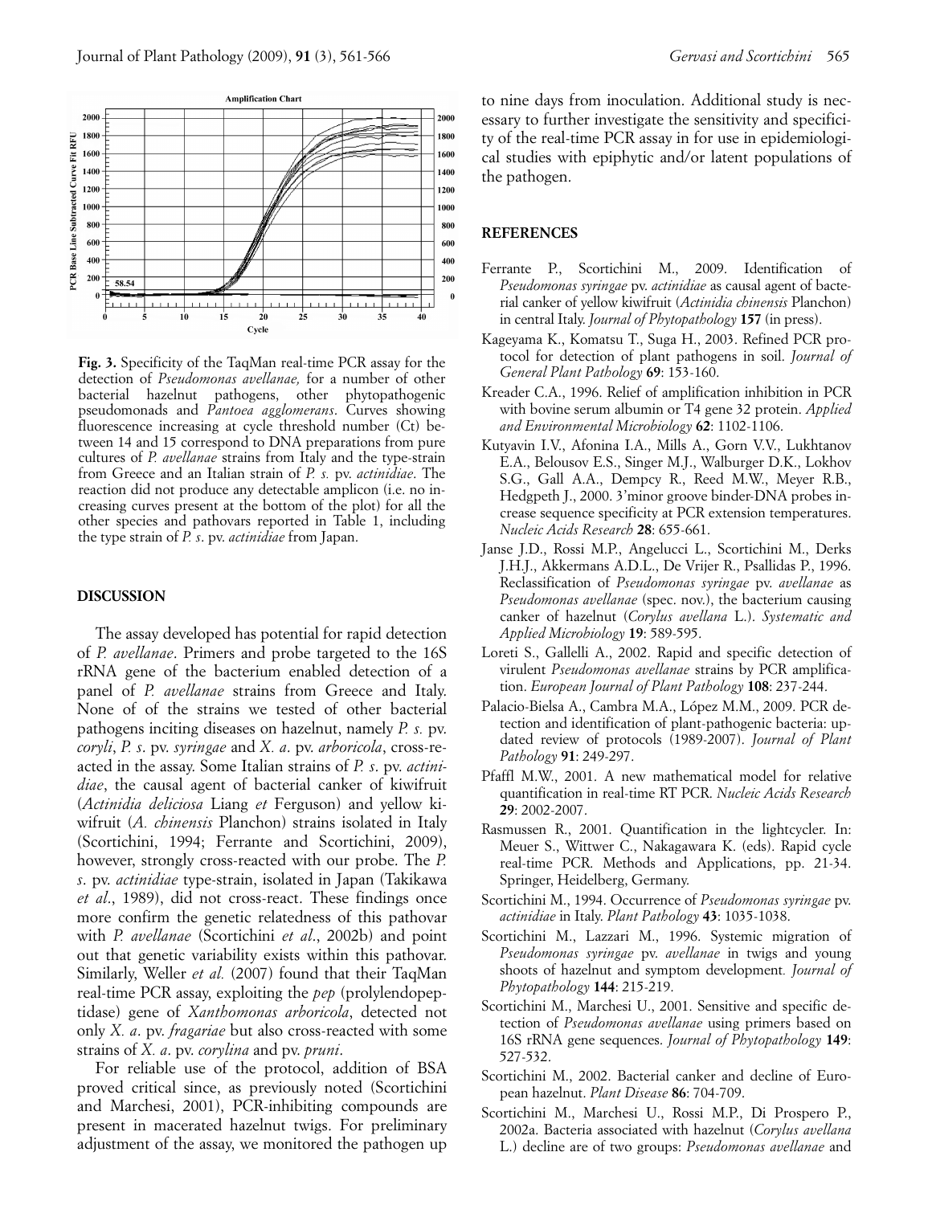**Fig. 3.** Specificity of the TaqMan real-time PCR assay for the detection of *Pseudomonas avellanae,* for a number of other bacterial hazelnut pathogens, other phytopathogenic pseudomonads and *Pantoea agglomerans*. Curves showing fluorescence increasing at cycle threshold number (Ct) between 14 and 15 correspond to DNA preparations from pure cultures of *P. avellanae* strains from Italy and the type-strain from Greece and an Italian strain of *P. s.* pv. *actinidiae*. The reaction did not produce any detectable amplicon (i.e. no increasing curves present at the bottom of the plot) for all the other species and pathovars reported in Table 1, including the type strain of *P. s*. pv. *actinidiae* from Japan.

## DISCUSSION

The assay developed has potential for rapid detection of *P. avellanae*. Primers and probe targeted to the 16S rRNA gene of the bacterium enabled detection of a panel of *P. avellanae* strains from Greece and Italy. None of of the strains we tested of other bacterial pathogens inciting diseases on hazelnut, namely *P. s.* pv. *coryli*, *P. s*. pv. *syringae* and *X. a*. pv. *arboricola*, cross-reacted in the assay. Some Italian strains of *P. s*. pv. *actinidiae*, the causal agent of bacterial canker of kiwifruit (*Actinidia deliciosa* Liang *et* Ferguson) and yellow kiwifruit (*A. chinensis* Planchon) strains isolated in Italy (Scortichini, 1994; Ferrante and Scortichini, 2009), however, strongly cross-reacted with our probe. The *P. s*. pv. *actinidiae* type-strain, isolated in Japan (Takikawa *et al*., 1989), did not cross-react. These findings once more confirm the genetic relatedness of this pathovar with *P. avellanae* (Scortichini *et al*., 2002b) and point out that genetic variability exists within this pathovar. Similarly, Weller *et al.* (2007) found that their TaqMan real-time PCR assay, exploiting the *pep* (prolylendopeptidase) gene of *Xanthomonas arboricola*, detected not only *X. a*. pv. *fragariae* but also cross-reacted with some strains of *X. a*. pv. *corylina* and pv. *pruni*.

For reliable use of the protocol, addition of BSA proved critical since, as previously noted (Scortichini and Marchesi, 2001), PCR-inhibiting compounds are present in macerated hazelnut twigs. For preliminary adjustment of the assay, we monitored the pathogen up to nine days from inoculation. Additional study is necessary to further investigate the sensitivity and specificity of the real-time PCR assay in for use in epidemiological studies with epiphytic and/or latent populations of the pathogen.

## REFERENCES

Ferrante P., Scortichini M., 2009. Identification of *Pseudomonas syringae* pv. *actinidiae* as causal agent of bacterial canker of yellow kiwifruit (*Actinidia chinensis* Planchon) in central Italy. *Journal of Phytopathology* **157** (in press).

Kageyama K., Komatsu T., Suga H., 2003. Refined PCR protocol for detection of plant pathogens in soil. *Journal of General Plant Pathology* **69**: 153-160.

Kreader C.A., 1996. Relief of amplification inhibition in PCR with bovine serum albumin or T4 gene 32 protein. *Applied and Environmental Microbiology* **62**: 1102-1106.

Kutyavin I.V., Afonina I.A., Mills A., Gorn V.V., Lukhtanov E.A., Belousov E.S., Singer M.J., Walburger D.K., Lokhov S.G., Gall A.A., Dempcy R., Reed M.W., Meyer R.B., Hedgpeth J., 2000. 3'minor groove binder-DNA probes increase sequence specificity at PCR extension temperatures. *Nucleic Acids Research* **28**: 655-661.

Janse J.D., Rossi M.P., Angelucci L., Scortichini M., Derks J.H.J., Akkermans A.D.L., De Vrijer R., Psallidas P., 1996. Reclassification of *Pseudomonas syringae* pv. *avellanae* as *Pseudomonas avellanae* (spec. nov.), the bacterium causing canker of hazelnut (*Corylus avellana* L.). *Systematic and Applied Microbiology* **19**: 589-595.

Loreti S., Gallelli A., 2002. Rapid and specific detection of virulent *Pseudomonas avellanae* strains by PCR amplification. *European Journal of Plant Pathology* **108**: 237-244.

Palacio-Bielsa A., Cambra M.A., López M.M., 2009. PCR detection and identification of plant-pathogenic bacteria: updated review of protocols (1989-2007). *Journal of Plant Pathology* **91**: 249-297.

Pfaffl M.W., 2001. A new mathematical model for relative quantification in real-time RT PCR. *Nucleic Acids Research* **29**: 2002-2007.

Rasmussen R., 2001. Quantification in the lightcycler. In: Meuer S., Wittwer C., Nakagawara K. (eds). Rapid cycle real-time PCR. Methods and Applications, pp. 21-34. Springer, Heidelberg, Germany.

Scortichini M., 1994. Occurrence of *Pseudomonas syringae* pv. *actinidiae* in Italy. *Plant Pathology* **43**: 1035-1038.

Scortichini M., Lazzari M., 1996. Systemic migration of *Pseudomonas syringae* pv. *avellanae* in twigs and young shoots of hazelnut and symptom development. *Journal of Phytopathology* **144**: 215-219.

Scortichini M., Marchesi U., 2001. Sensitive and specific detection of *Pseudomonas avellanae* using primers based on 16S rRNA gene sequences. *Journal of Phytopathology* **149**: 527-532.

Scortichini M., 2002. Bacterial canker and decline of European hazelnut. *Plant Disease* **86**: 704-709.

Scortichini M., Marchesi U., Rossi M.P., Di Prospero P., 2002a. Bacteria associated with hazelnut (*Corylus avellana* L.) decline are of two groups: *Pseudomonas avellanae* and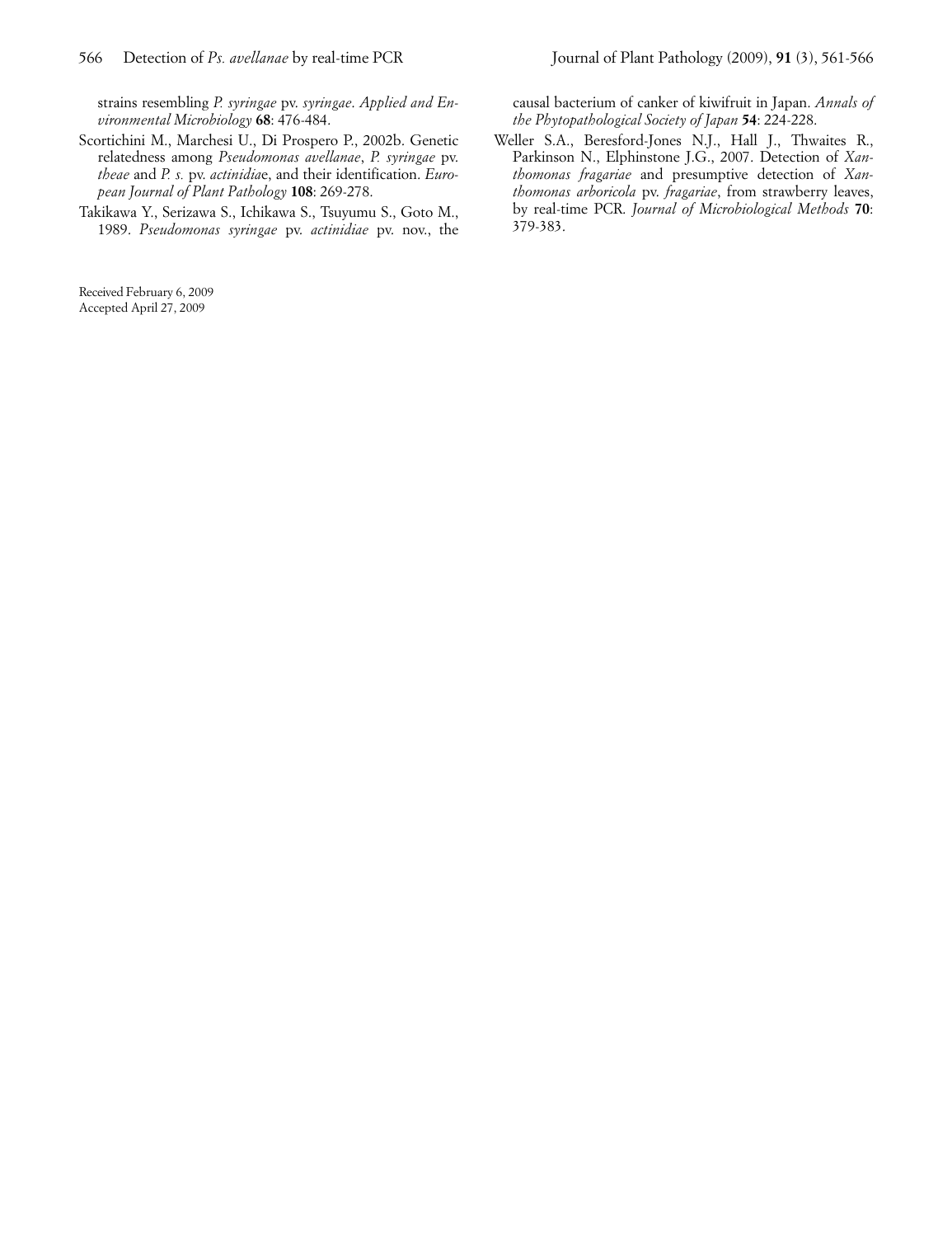strains resembling *P. syringae* pv. *syringae*. *Applied and Environmental Microbiology* **68**: 476-484.

Scortichini M., Marchesi U., Di Prospero P., 2002b. Genetic relatedness among *Pseudomonas avellanae*, *P. syringae* pv. *theae* and *P. s.* pv. *actinidia*e, and their identification. *European Journal of Plant Pathology* **108**: 269-278.

Takikawa Y., Serizawa S., Ichikawa S., Tsuyumu S., Goto M., 1989. *Pseudomonas syringae* pv. *actinidiae* pv. nov., the causal bacterium of canker of kiwifruit in Japan. *Annals of the Phytopathological Society of Japan* **54**: 224-228.

Weller S.A., Beresford-Jones N.J., Hall J., Thwaites R., Parkinson N., Elphinstone J.G., 2007. Detection of *Xanthomonas fragariae* and presumptive detection of *Xanthomonas arboricola* pv. *fragariae*, from strawberry leaves, by real-time PCR. *Journal of Microbiological Methods* **70**: 379-383.

Received February 6, 2009
Accepted April 27, 2009